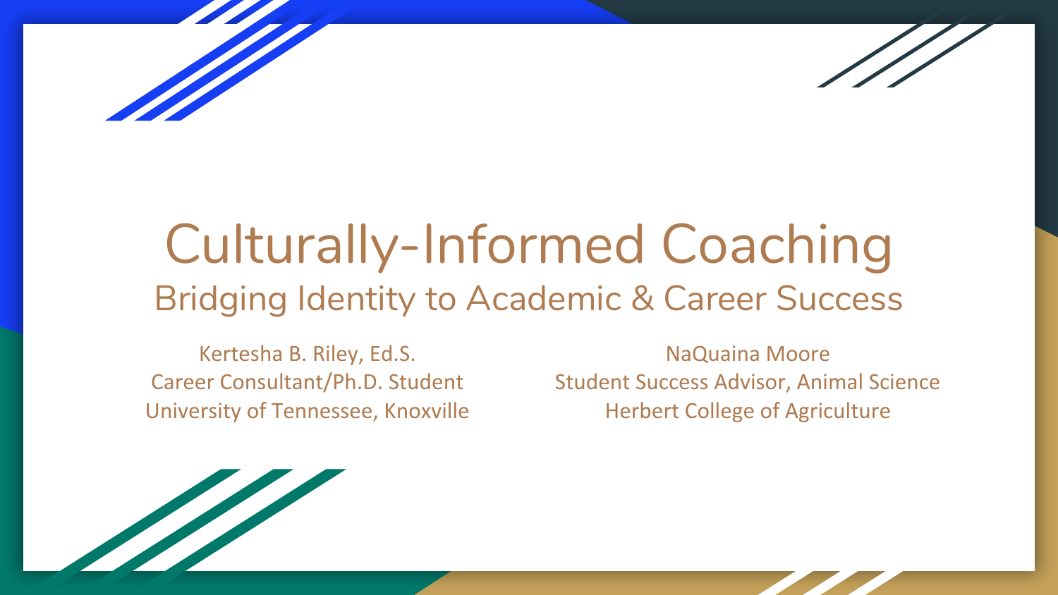# Culturally-Informed Coaching

## Bridging Identity to Academic & Career Success

Kertesha B. Riley, Ed.S.
Career Consultant/Ph.D. Student
University of Tennessee, Knoxville

NaQuaina Moore
Student Success Advisor, Animal Science
Herbert College of Agriculture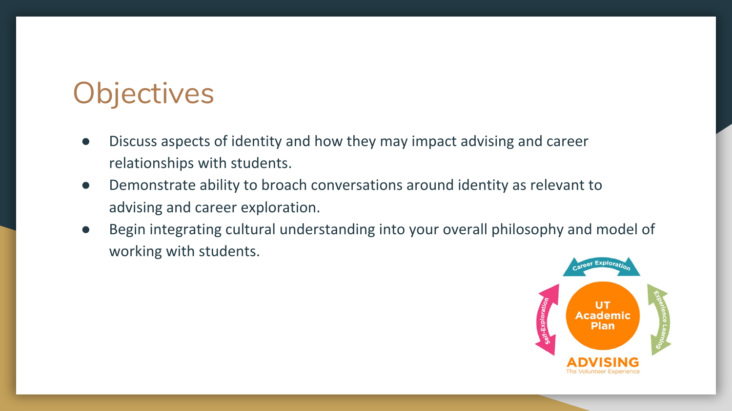# Objectives

- Discuss aspects of identity and how they may impact advising and career relationships with students.
- Demonstrate ability to broach conversations around identity as relevant to advising and career exploration.
- Begin integrating cultural understanding into your overall philosophy and model of working with students.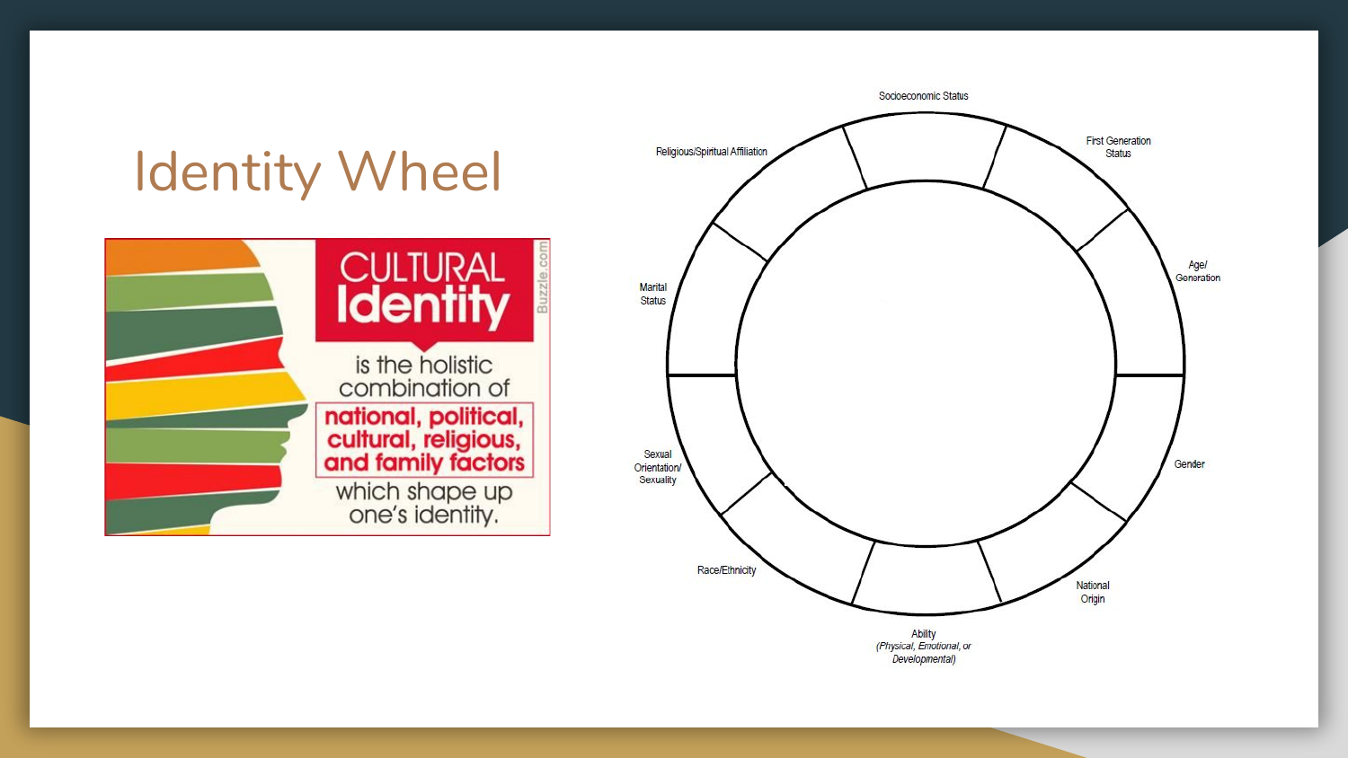# Identity Wheel

CULTURAL Identity is the holistic combination of national, political, cultural, religious, and family factors which shape up one's identity.

Socioeconomic Status

First Generation Status

Age/ Generation

Gender

National Origin

Ability (*Physical, Emotional, or Developmental*)

Race/Ethnicity

Sexual Orientation/ Sexuality

Marital Status

Religious/Spiritual Affiliation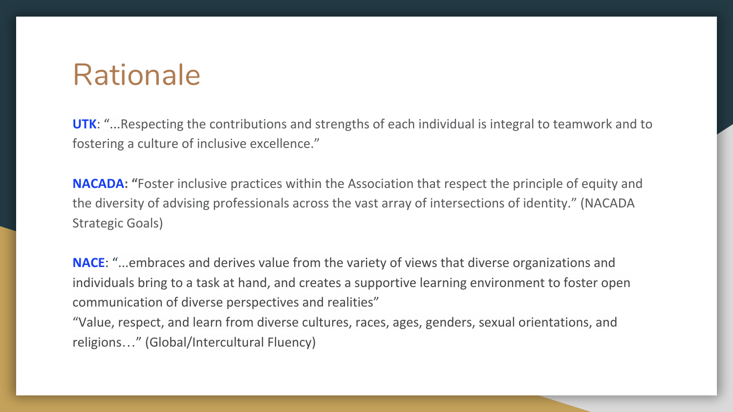# Rationale

**UTK**: "...Respecting the contributions and strengths of each individual is integral to teamwork and to fostering a culture of inclusive excellence."

**NACADA: "**Foster inclusive practices within the Association that respect the principle of equity and the diversity of advising professionals across the vast array of intersections of identity." (NACADA Strategic Goals)

**NACE**: "...embraces and derives value from the variety of views that diverse organizations and individuals bring to a task at hand, and creates a supportive learning environment to foster open communication of diverse perspectives and realities"
"Value, respect, and learn from diverse cultures, races, ages, genders, sexual orientations, and religions…" (Global/Intercultural Fluency)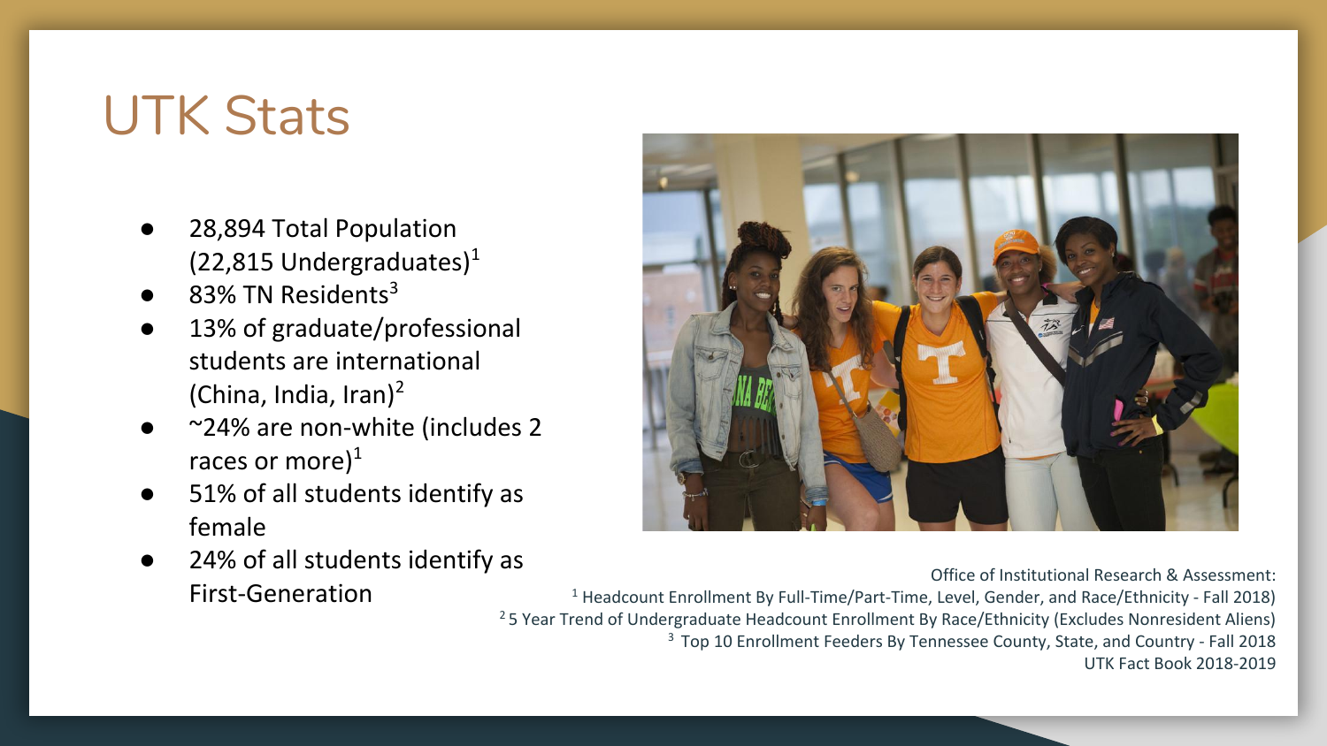# UTK Stats

- 28,894 Total Population (22,815 Undergraduates)[1]
- 83% TN Residents[3]
- 13% of graduate/professional students are international (China, India, Iran)[2]
- ~24% are non-white (includes 2 races or more)[1]
- 51% of all students identify as female
- 24% of all students identify as First-Generation

Office of Institutional Research & Assessment:
[1] Headcount Enrollment By Full-Time/Part-Time, Level, Gender, and Race/Ethnicity - Fall 2018)
[2] 5 Year Trend of Undergraduate Headcount Enrollment By Race/Ethnicity (Excludes Nonresident Aliens)
[3] Top 10 Enrollment Feeders By Tennessee County, State, and Country - Fall 2018
UTK Fact Book 2018-2019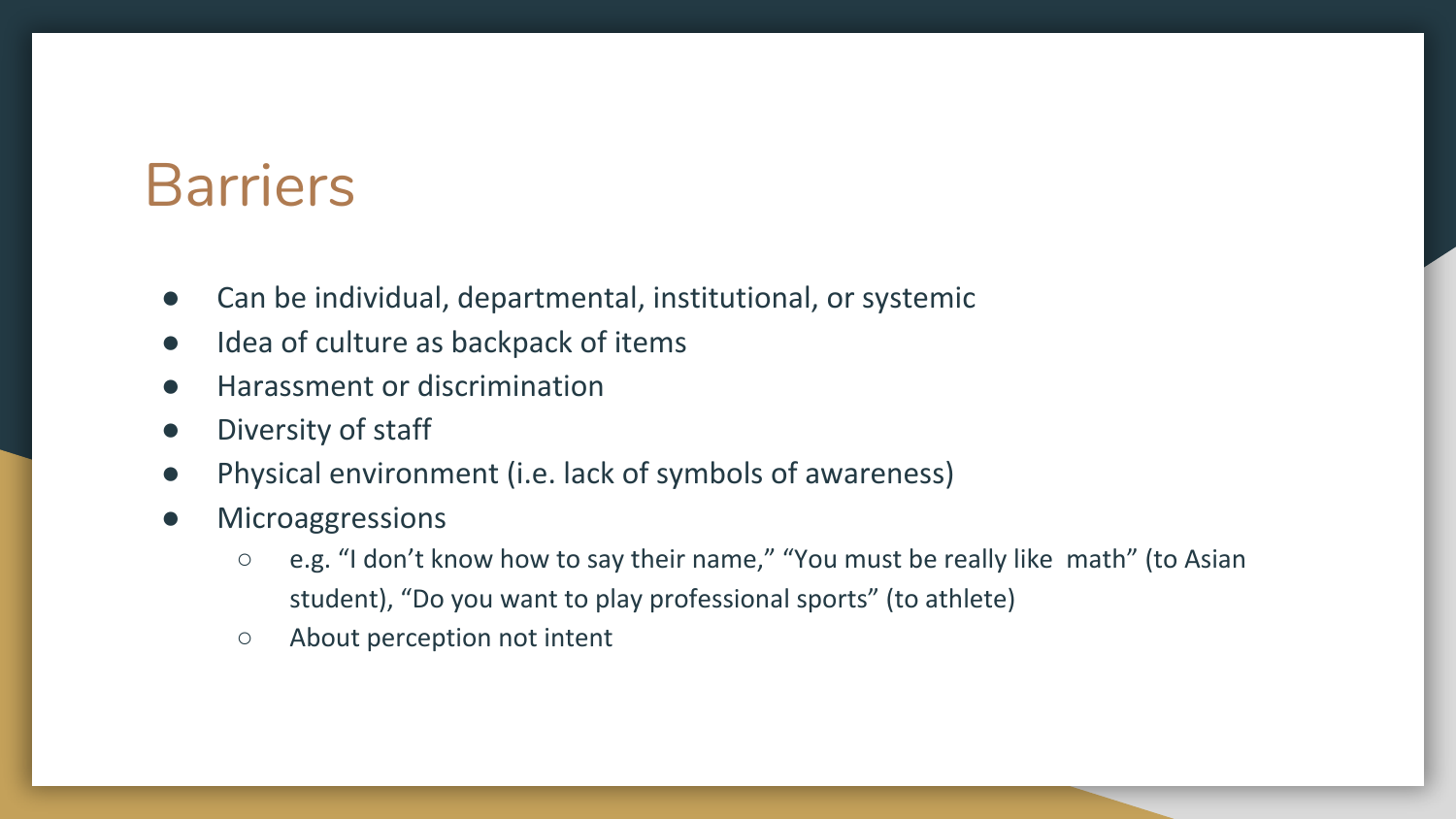# Barriers

- Can be individual, departmental, institutional, or systemic
- Idea of culture as backpack of items
- Harassment or discrimination
- Diversity of staff
- Physical environment (i.e. lack of symbols of awareness)
- Microaggressions
  - e.g. "I don't know how to say their name," "You must be really like math" (to Asian student), "Do you want to play professional sports" (to athlete)
  - About perception not intent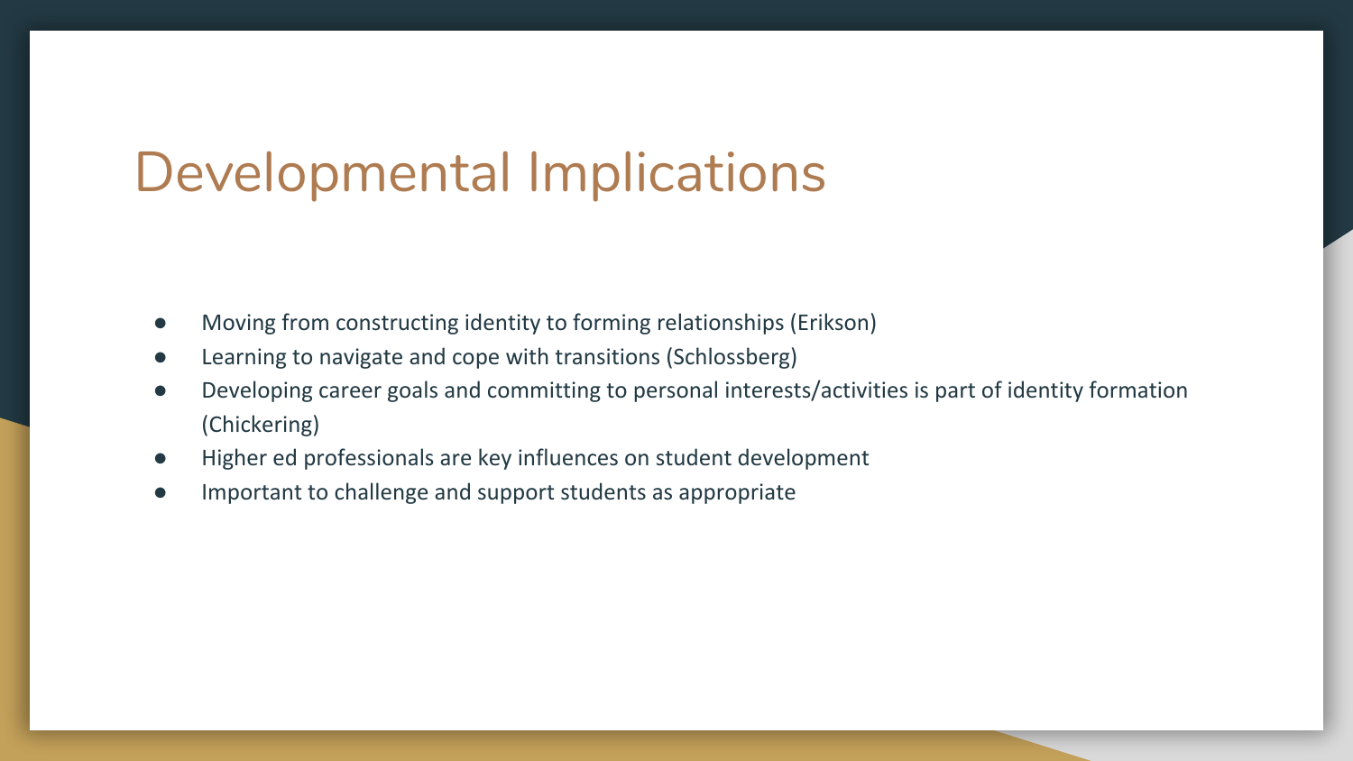# Developmental Implications

- Moving from constructing identity to forming relationships (Erikson)
- Learning to navigate and cope with transitions (Schlossberg)
- Developing career goals and committing to personal interests/activities is part of identity formation (Chickering)
- Higher ed professionals are key influences on student development
- Important to challenge and support students as appropriate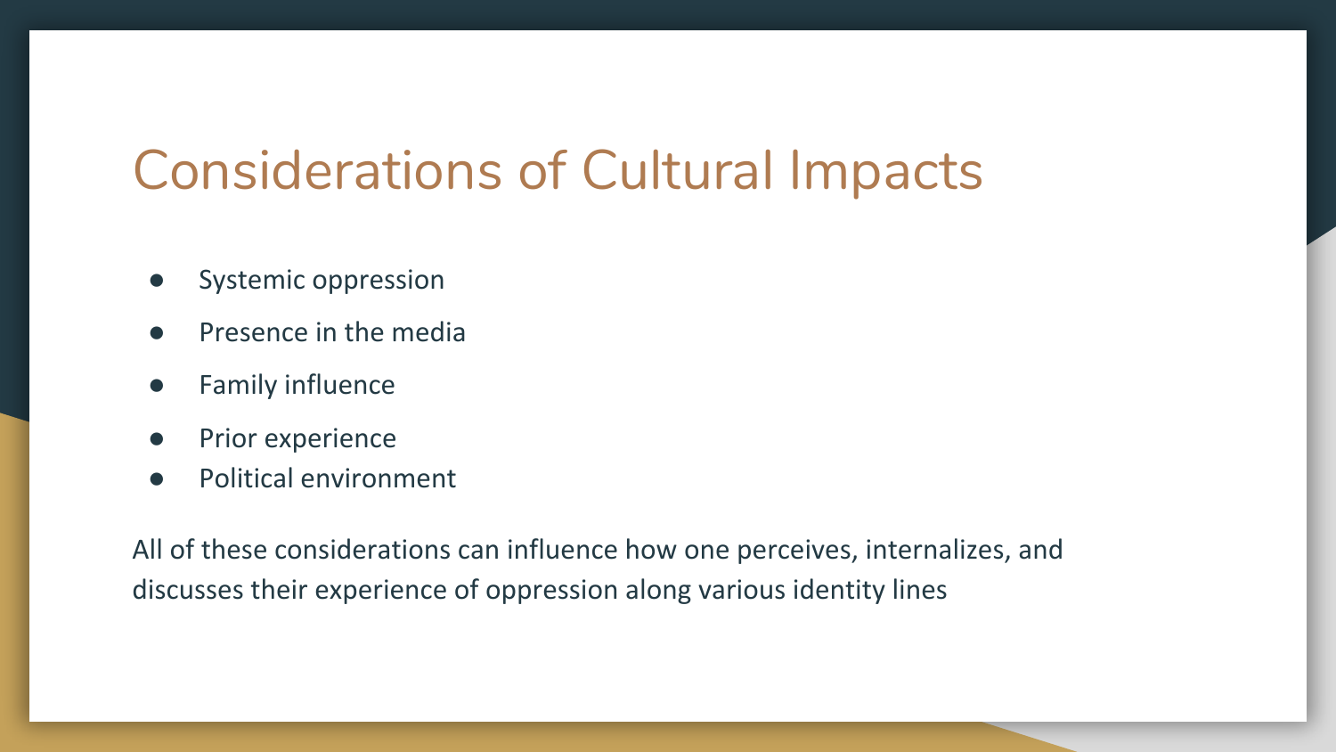# Considerations of Cultural Impacts

- Systemic oppression
- Presence in the media
- Family influence
- Prior experience
- Political environment

All of these considerations can influence how one perceives, internalizes, and discusses their experience of oppression along various identity lines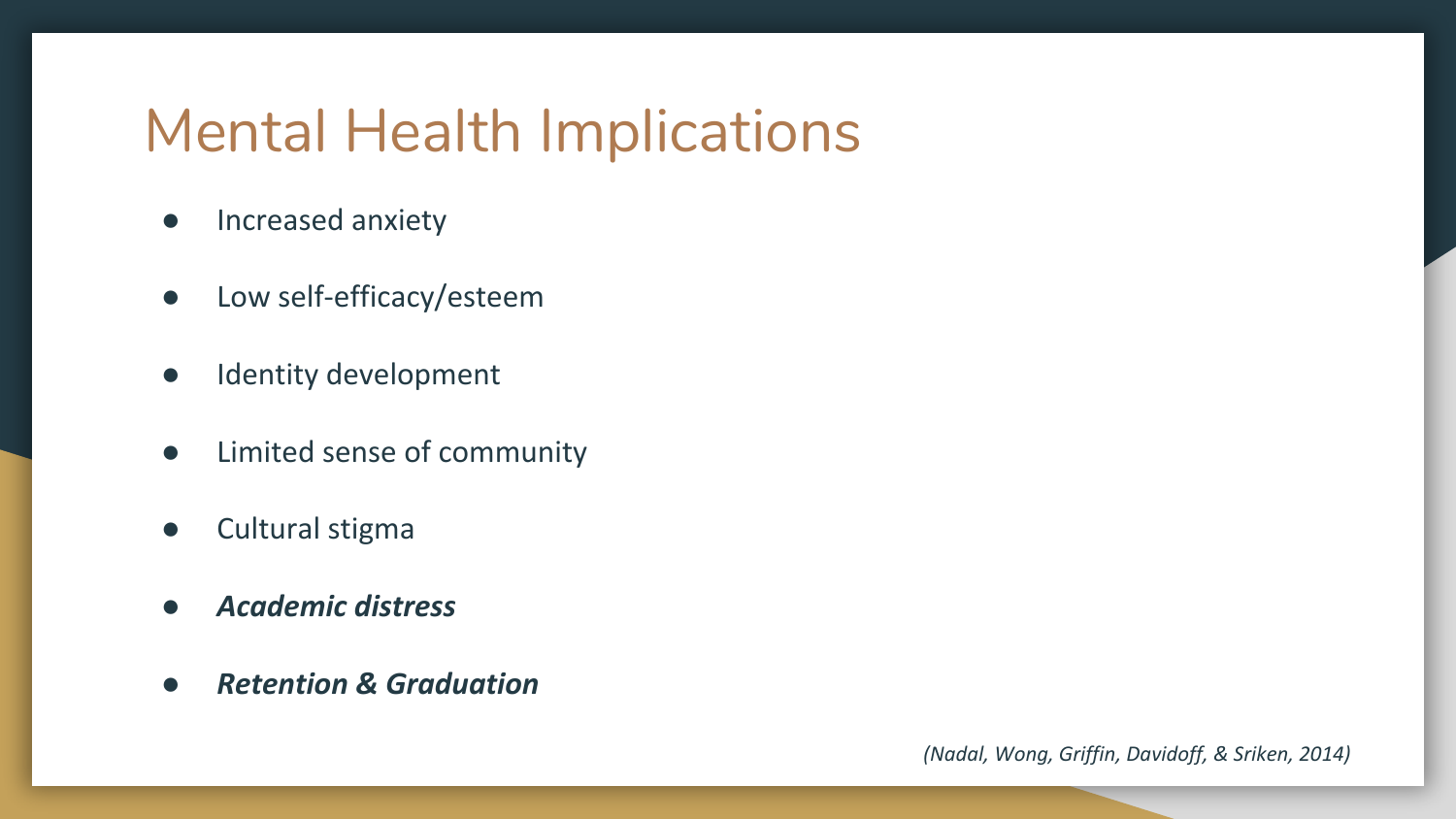# Mental Health Implications

- Increased anxiety
- Low self-efficacy/esteem
- Identity development
- Limited sense of community
- Cultural stigma
- ***Academic distress***
- ***Retention & Graduation***

*(Nadal, Wong, Griffin, Davidoff, & Sriken, 2014)*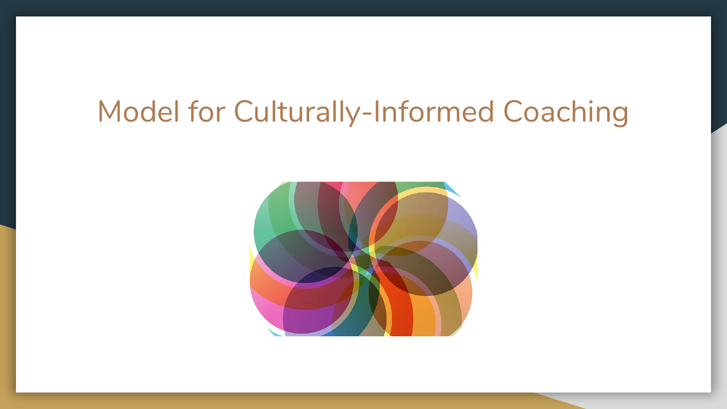# Model for Culturally-Informed Coaching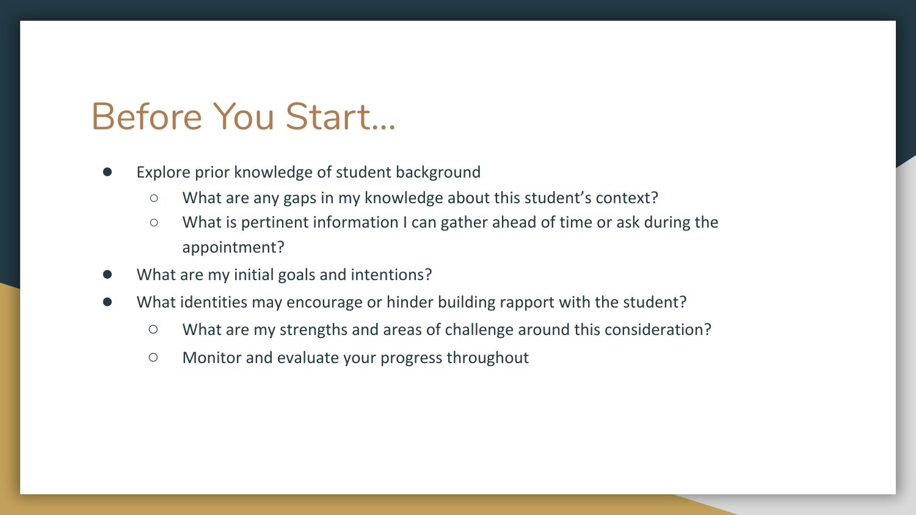# Before You Start…

- Explore prior knowledge of student background
  - What are any gaps in my knowledge about this student's context?
  - What is pertinent information I can gather ahead of time or ask during the appointment?
- What are my initial goals and intentions?
- What identities may encourage or hinder building rapport with the student?
  - What are my strengths and areas of challenge around this consideration?
  - Monitor and evaluate your progress throughout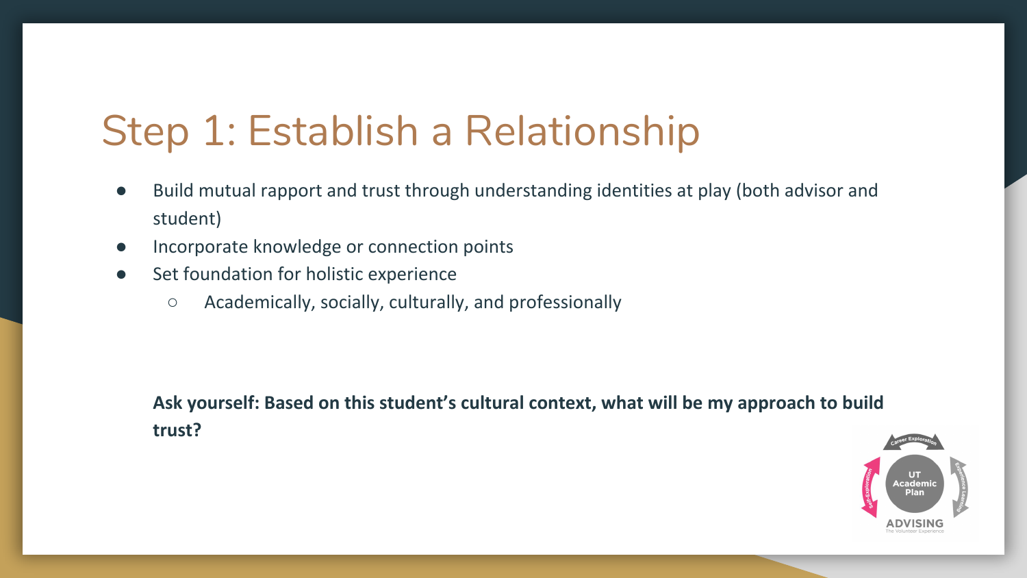# Step 1: Establish a Relationship

- Build mutual rapport and trust through understanding identities at play (both advisor and student)
- Incorporate knowledge or connection points
- Set foundation for holistic experience
  - Academically, socially, culturally, and professionally

**Ask yourself: Based on this student's cultural context, what will be my approach to build trust?**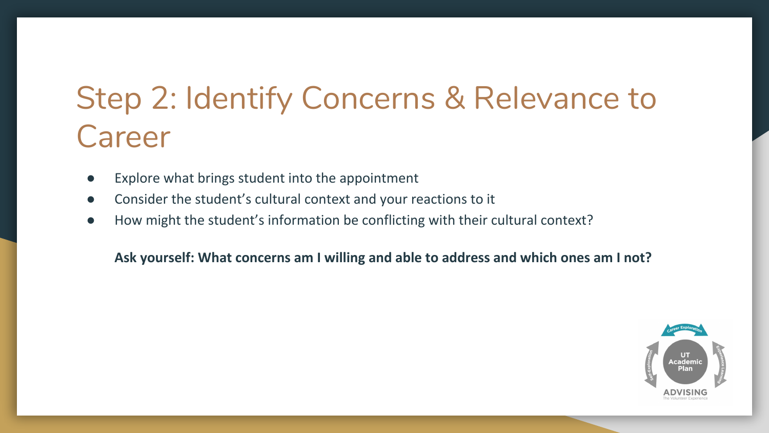# Step 2: Identify Concerns & Relevance to Career

- Explore what brings student into the appointment
- Consider the student's cultural context and your reactions to it
- How might the student's information be conflicting with their cultural context?

**Ask yourself: What concerns am I willing and able to address and which ones am I not?**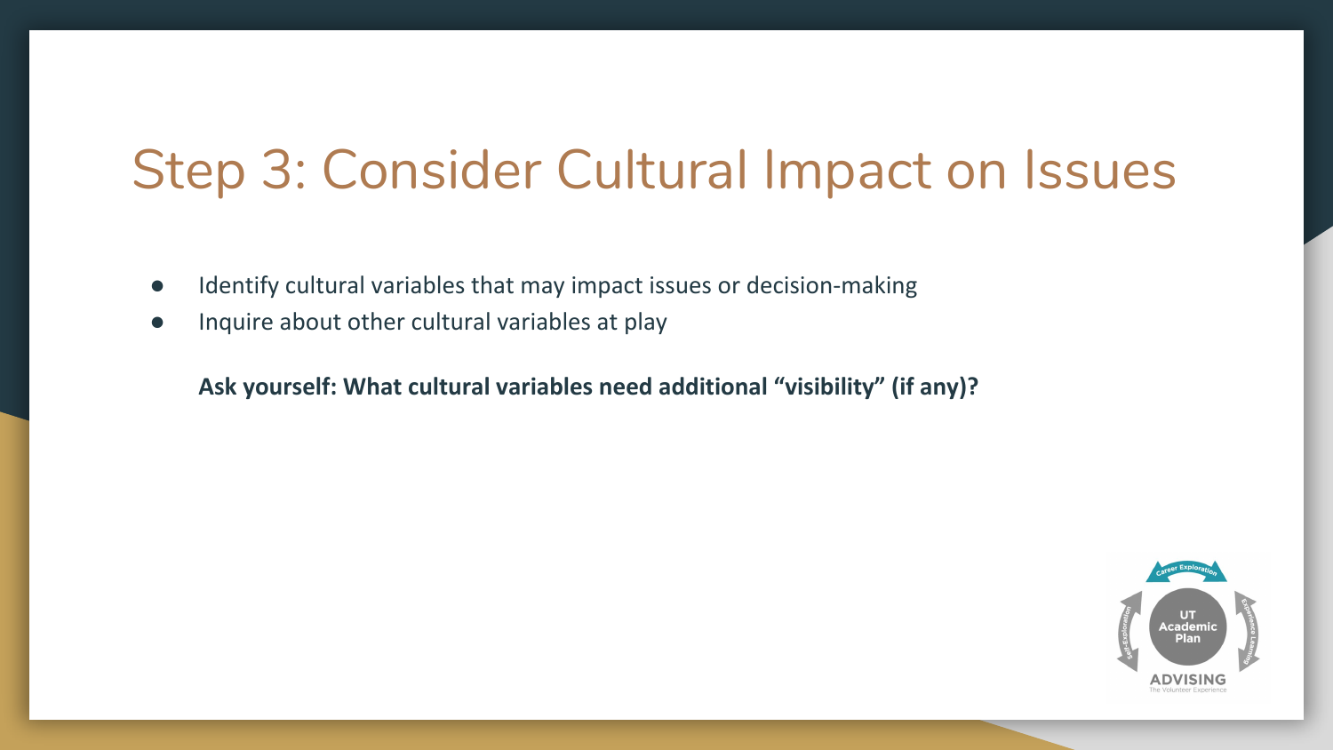# Step 3: Consider Cultural Impact on Issues

- Identify cultural variables that may impact issues or decision-making
- Inquire about other cultural variables at play

**Ask yourself: What cultural variables need additional "visibility" (if any)?**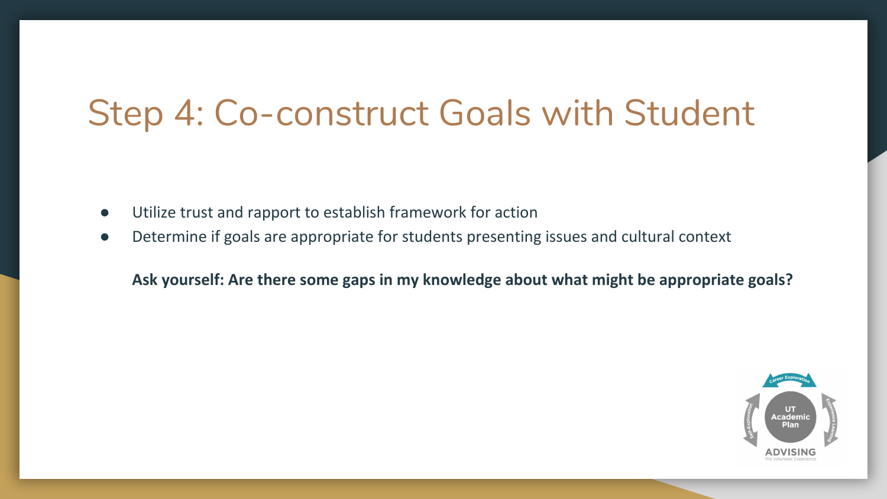# Step 4: Co-construct Goals with Student

- Utilize trust and rapport to establish framework for action
- Determine if goals are appropriate for students presenting issues and cultural context

**Ask yourself: Are there some gaps in my knowledge about what might be appropriate goals?**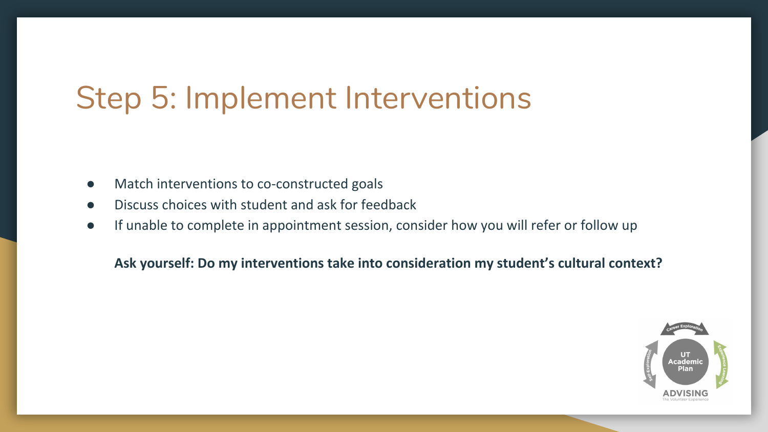# Step 5: Implement Interventions

- Match interventions to co-constructed goals
- Discuss choices with student and ask for feedback
- If unable to complete in appointment session, consider how you will refer or follow up

**Ask yourself: Do my interventions take into consideration my student's cultural context?**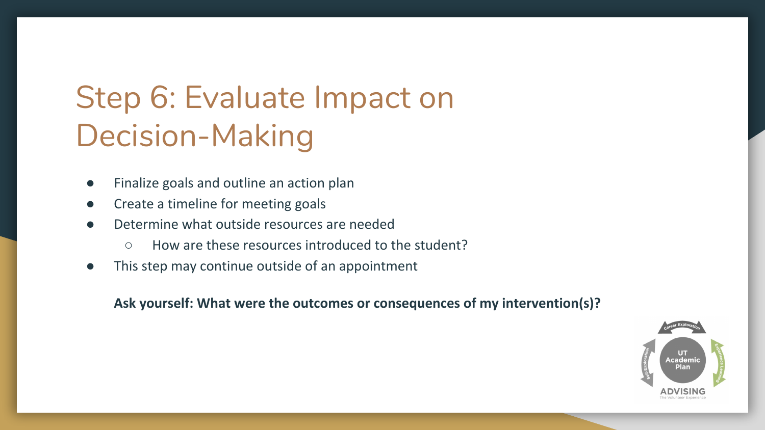# Step 6: Evaluate Impact on Decision-Making

- Finalize goals and outline an action plan
- Create a timeline for meeting goals
- Determine what outside resources are needed
  - How are these resources introduced to the student?
- This step may continue outside of an appointment

**Ask yourself: What were the outcomes or consequences of my intervention(s)?**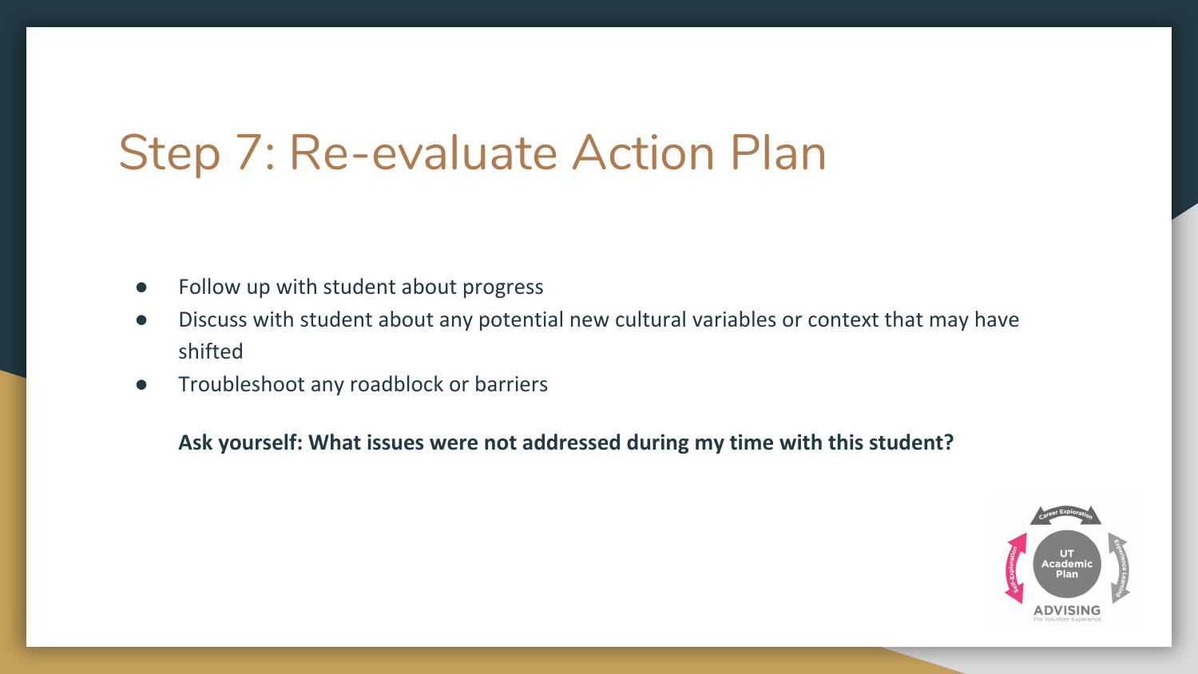# Step 7: Re-evaluate Action Plan

- Follow up with student about progress
- Discuss with student about any potential new cultural variables or context that may have shifted
- Troubleshoot any roadblock or barriers

**Ask yourself: What issues were not addressed during my time with this student?**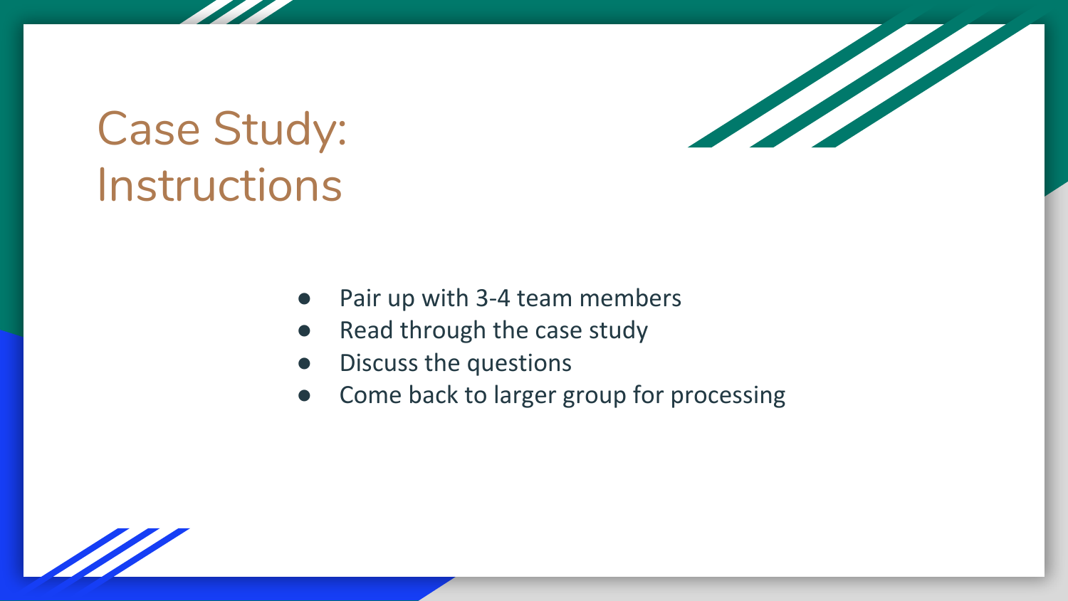# Case Study: Instructions

- Pair up with 3-4 team members
- Read through the case study
- Discuss the questions
- Come back to larger group for processing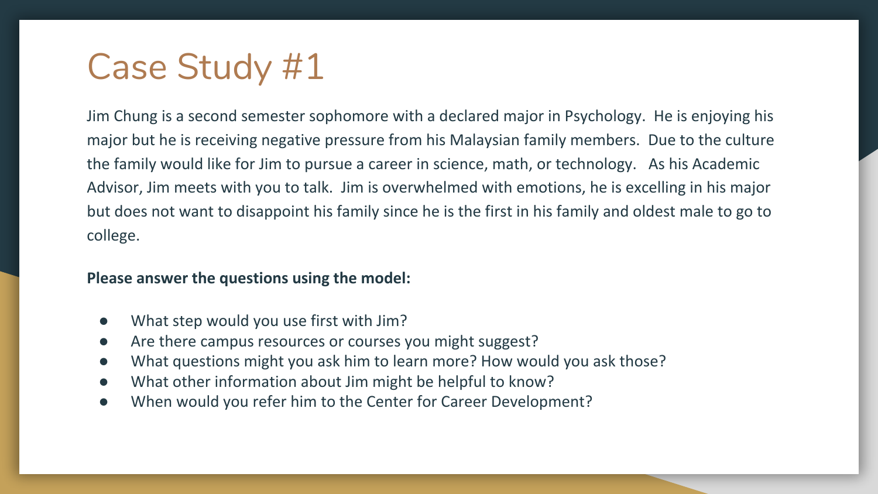# Case Study #1

Jim Chung is a second semester sophomore with a declared major in Psychology. He is enjoying his major but he is receiving negative pressure from his Malaysian family members. Due to the culture the family would like for Jim to pursue a career in science, math, or technology. As his Academic Advisor, Jim meets with you to talk. Jim is overwhelmed with emotions, he is excelling in his major but does not want to disappoint his family since he is the first in his family and oldest male to go to college.

**Please answer the questions using the model:**

- What step would you use first with Jim?
- Are there campus resources or courses you might suggest?
- What questions might you ask him to learn more? How would you ask those?
- What other information about Jim might be helpful to know?
- When would you refer him to the Center for Career Development?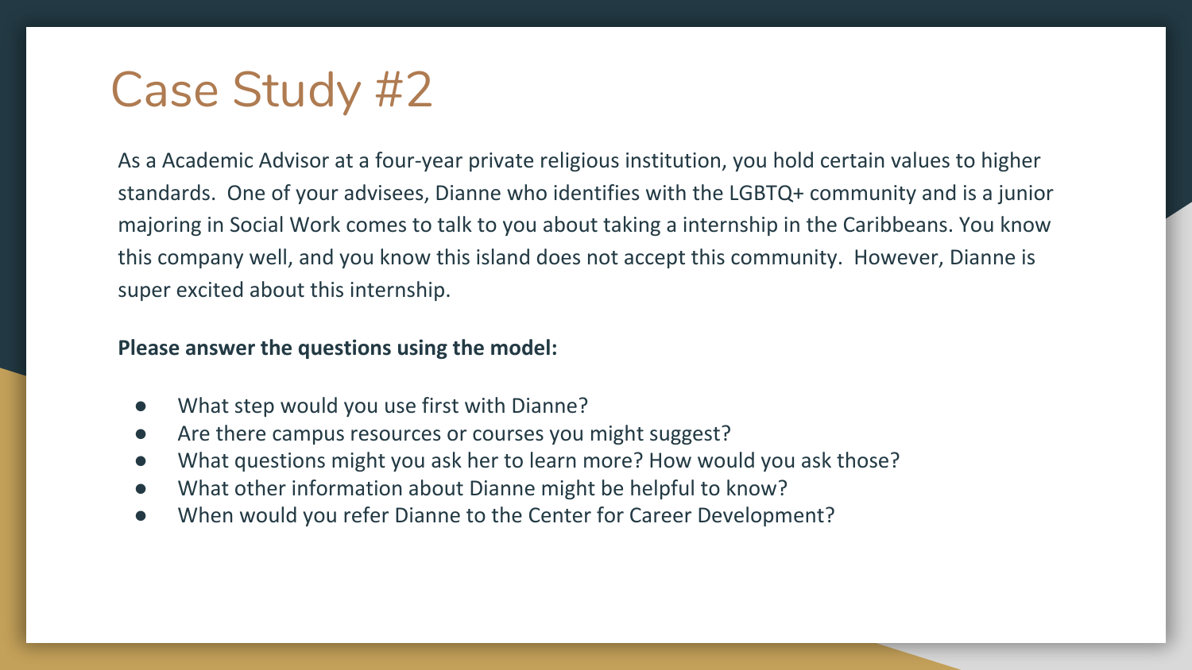# Case Study #2

As a Academic Advisor at a four-year private religious institution, you hold certain values to higher standards. One of your advisees, Dianne who identifies with the LGBTQ+ community and is a junior majoring in Social Work comes to talk to you about taking a internship in the Caribbeans. You know this company well, and you know this island does not accept this community. However, Dianne is super excited about this internship.

**Please answer the questions using the model:**

- What step would you use first with Dianne?
- Are there campus resources or courses you might suggest?
- What questions might you ask her to learn more? How would you ask those?
- What other information about Dianne might be helpful to know?
- When would you refer Dianne to the Center for Career Development?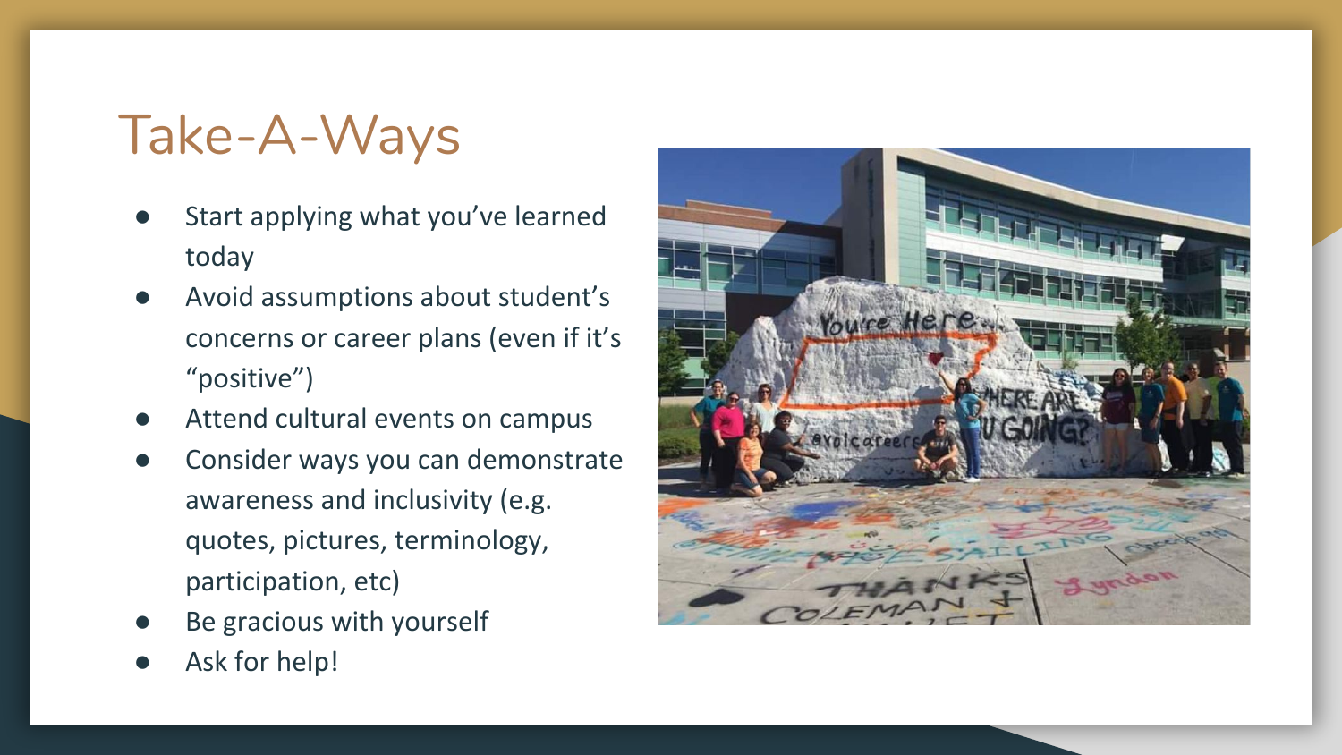# Take-A-Ways

- Start applying what you've learned today
- Avoid assumptions about student's concerns or career plans (even if it's "positive")
- Attend cultural events on campus
- Consider ways you can demonstrate awareness and inclusivity (e.g. quotes, pictures, terminology, participation, etc)
- Be gracious with yourself
- Ask for help!